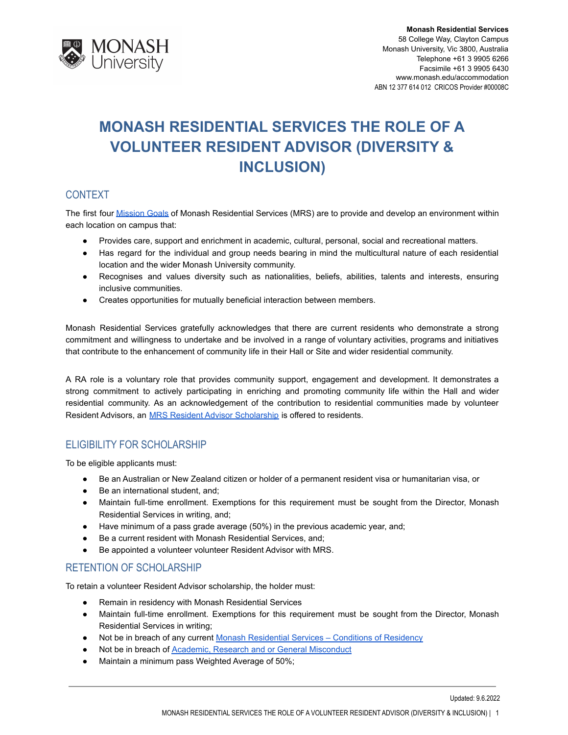**Monash Residential Services**
58 College Way, Clayton Campus
Monash University, Vic 3800, Australia
Telephone +61 3 9905 6266
Facsimile +61 3 9905 6430
www.monash.edu/accommodation
ABN 12 377 614 012 CRICOS Provider #00008C

# MONASH RESIDENTIAL SERVICES THE ROLE OF A VOLUNTEER RESIDENT ADVISOR (DIVERSITY & INCLUSION)

## CONTEXT

The first four Mission Goals of Monash Residential Services (MRS) are to provide and develop an environment within each location on campus that:

- Provides care, support and enrichment in academic, cultural, personal, social and recreational matters.
- Has regard for the individual and group needs bearing in mind the multicultural nature of each residential location and the wider Monash University community.
- Recognises and values diversity such as nationalities, beliefs, abilities, talents and interests, ensuring inclusive communities.
- Creates opportunities for mutually beneficial interaction between members.

Monash Residential Services gratefully acknowledges that there are current residents who demonstrate a strong commitment and willingness to undertake and be involved in a range of voluntary activities, programs and initiatives that contribute to the enhancement of community life in their Hall or Site and wider residential community.

A RA role is a voluntary role that provides community support, engagement and development. It demonstrates a strong commitment to actively participating in enriching and promoting community life within the Hall and wider residential community. As an acknowledgement of the contribution to residential communities made by volunteer Resident Advisors, an MRS Resident Advisor Scholarship is offered to residents.

## ELIGIBILITY FOR SCHOLARSHIP

To be eligible applicants must:

- Be an Australian or New Zealand citizen or holder of a permanent resident visa or humanitarian visa, or
- Be an international student, and;
- Maintain full-time enrollment. Exemptions for this requirement must be sought from the Director, Monash Residential Services in writing, and;
- Have minimum of a pass grade average (50%) in the previous academic year, and;
- Be a current resident with Monash Residential Services, and;
- Be appointed a volunteer volunteer Resident Advisor with MRS.

## RETENTION OF SCHOLARSHIP

To retain a volunteer Resident Advisor scholarship, the holder must:

- Remain in residency with Monash Residential Services
- Maintain full-time enrollment. Exemptions for this requirement must be sought from the Director, Monash Residential Services in writing;
- Not be in breach of any current Monash Residential Services – Conditions of Residency
- Not be in breach of Academic, Research and or General Misconduct
- Maintain a minimum pass Weighted Average of 50%;

Updated: 9.6.2022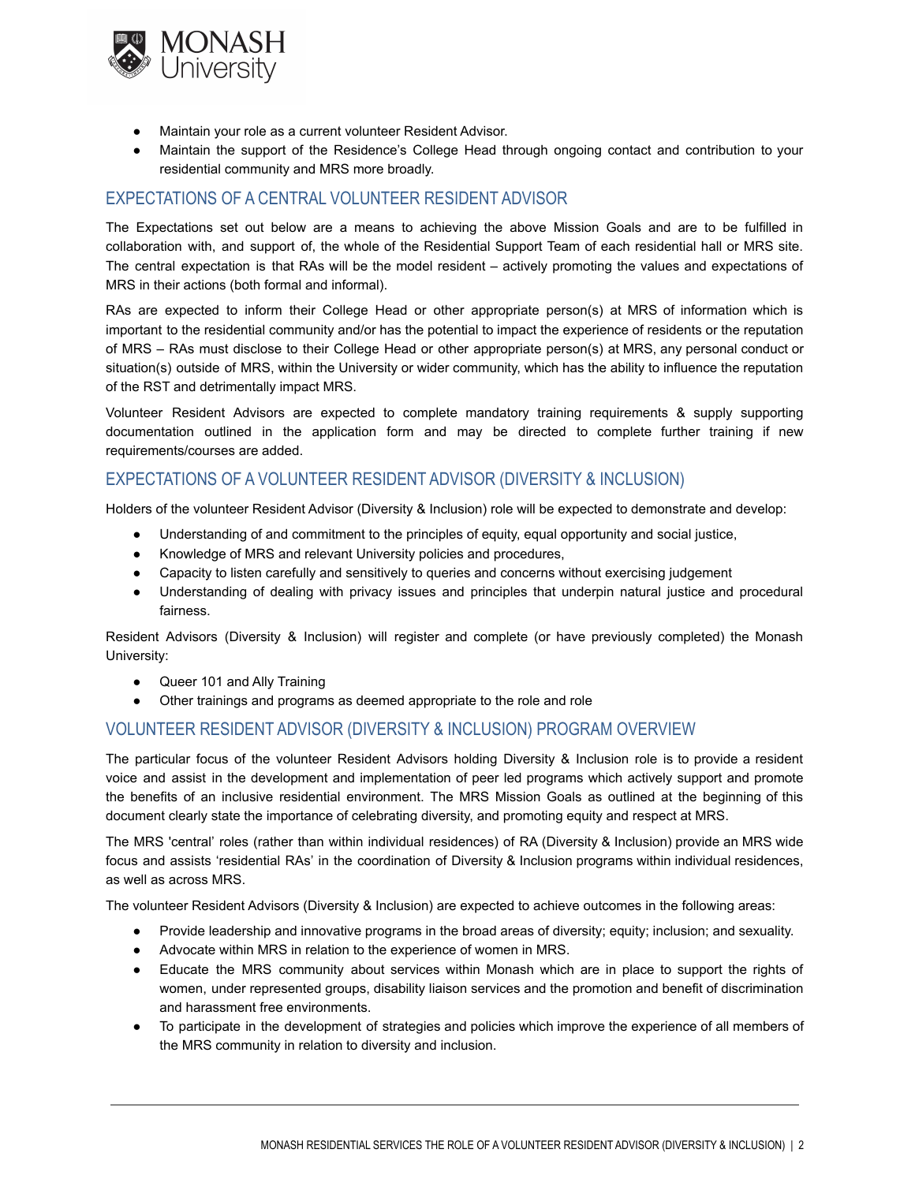- Maintain your role as a current volunteer Resident Advisor.
- Maintain the support of the Residence's College Head through ongoing contact and contribution to your residential community and MRS more broadly.

## EXPECTATIONS OF A CENTRAL VOLUNTEER RESIDENT ADVISOR

The Expectations set out below are a means to achieving the above Mission Goals and are to be fulfilled in collaboration with, and support of, the whole of the Residential Support Team of each residential hall or MRS site. The central expectation is that RAs will be the model resident – actively promoting the values and expectations of MRS in their actions (both formal and informal).

RAs are expected to inform their College Head or other appropriate person(s) at MRS of information which is important to the residential community and/or has the potential to impact the experience of residents or the reputation of MRS – RAs must disclose to their College Head or other appropriate person(s) at MRS, any personal conduct or situation(s) outside of MRS, within the University or wider community, which has the ability to influence the reputation of the RST and detrimentally impact MRS.

Volunteer Resident Advisors are expected to complete mandatory training requirements & supply supporting documentation outlined in the application form and may be directed to complete further training if new requirements/courses are added.

## EXPECTATIONS OF A VOLUNTEER RESIDENT ADVISOR (DIVERSITY & INCLUSION)

Holders of the volunteer Resident Advisor (Diversity & Inclusion) role will be expected to demonstrate and develop:

- Understanding of and commitment to the principles of equity, equal opportunity and social justice,
- Knowledge of MRS and relevant University policies and procedures,
- Capacity to listen carefully and sensitively to queries and concerns without exercising judgement
- Understanding of dealing with privacy issues and principles that underpin natural justice and procedural fairness.

Resident Advisors (Diversity & Inclusion) will register and complete (or have previously completed) the Monash University:

- Queer 101 and Ally Training
- Other trainings and programs as deemed appropriate to the role and role

## VOLUNTEER RESIDENT ADVISOR (DIVERSITY & INCLUSION) PROGRAM OVERVIEW

The particular focus of the volunteer Resident Advisors holding Diversity & Inclusion role is to provide a resident voice and assist in the development and implementation of peer led programs which actively support and promote the benefits of an inclusive residential environment. The MRS Mission Goals as outlined at the beginning of this document clearly state the importance of celebrating diversity, and promoting equity and respect at MRS.

The MRS 'central' roles (rather than within individual residences) of RA (Diversity & Inclusion) provide an MRS wide focus and assists 'residential RAs' in the coordination of Diversity & Inclusion programs within individual residences, as well as across MRS.

The volunteer Resident Advisors (Diversity & Inclusion) are expected to achieve outcomes in the following areas:

- Provide leadership and innovative programs in the broad areas of diversity; equity; inclusion; and sexuality.
- Advocate within MRS in relation to the experience of women in MRS.
- Educate the MRS community about services within Monash which are in place to support the rights of women, under represented groups, disability liaison services and the promotion and benefit of discrimination and harassment free environments.
- To participate in the development of strategies and policies which improve the experience of all members of the MRS community in relation to diversity and inclusion.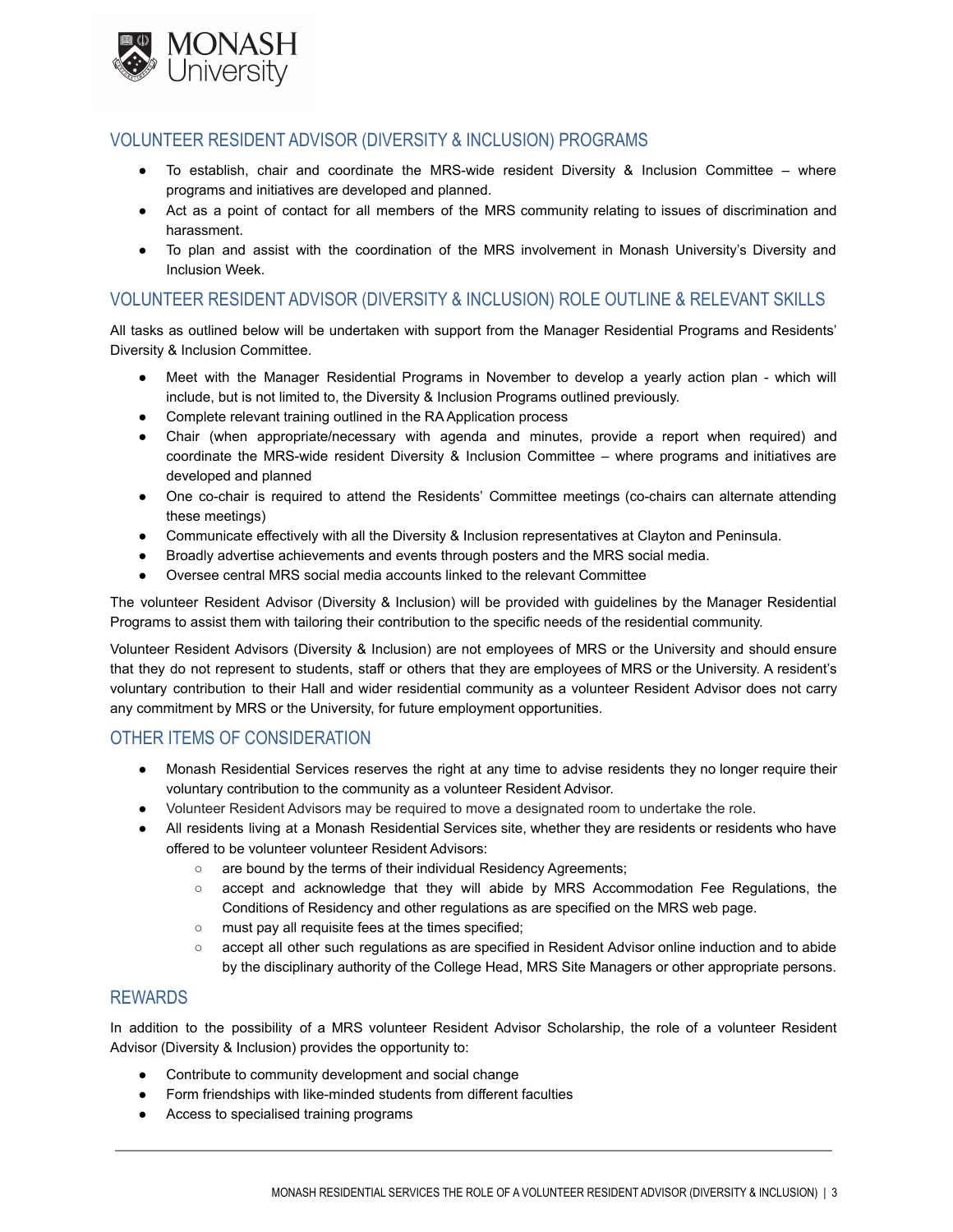## VOLUNTEER RESIDENT ADVISOR (DIVERSITY & INCLUSION) PROGRAMS

- To establish, chair and coordinate the MRS-wide resident Diversity & Inclusion Committee – where programs and initiatives are developed and planned.
- Act as a point of contact for all members of the MRS community relating to issues of discrimination and harassment.
- To plan and assist with the coordination of the MRS involvement in Monash University's Diversity and Inclusion Week.

## VOLUNTEER RESIDENT ADVISOR (DIVERSITY & INCLUSION) ROLE OUTLINE & RELEVANT SKILLS

All tasks as outlined below will be undertaken with support from the Manager Residential Programs and Residents' Diversity & Inclusion Committee.

- Meet with the Manager Residential Programs in November to develop a yearly action plan - which will include, but is not limited to, the Diversity & Inclusion Programs outlined previously.
- Complete relevant training outlined in the RA Application process
- Chair (when appropriate/necessary with agenda and minutes, provide a report when required) and coordinate the MRS-wide resident Diversity & Inclusion Committee – where programs and initiatives are developed and planned
- One co-chair is required to attend the Residents' Committee meetings (co-chairs can alternate attending these meetings)
- Communicate effectively with all the Diversity & Inclusion representatives at Clayton and Peninsula.
- Broadly advertise achievements and events through posters and the MRS social media.
- Oversee central MRS social media accounts linked to the relevant Committee

The volunteer Resident Advisor (Diversity & Inclusion) will be provided with guidelines by the Manager Residential Programs to assist them with tailoring their contribution to the specific needs of the residential community.

Volunteer Resident Advisors (Diversity & Inclusion) are not employees of MRS or the University and should ensure that they do not represent to students, staff or others that they are employees of MRS or the University. A resident's voluntary contribution to their Hall and wider residential community as a volunteer Resident Advisor does not carry any commitment by MRS or the University, for future employment opportunities.

## OTHER ITEMS OF CONSIDERATION

- Monash Residential Services reserves the right at any time to advise residents they no longer require their voluntary contribution to the community as a volunteer Resident Advisor.
- Volunteer Resident Advisors may be required to move a designated room to undertake the role.
- All residents living at a Monash Residential Services site, whether they are residents or residents who have offered to be volunteer volunteer Resident Advisors:
  - are bound by the terms of their individual Residency Agreements;
  - accept and acknowledge that they will abide by MRS Accommodation Fee Regulations, the Conditions of Residency and other regulations as are specified on the MRS web page.
  - must pay all requisite fees at the times specified;
  - accept all other such regulations as are specified in Resident Advisor online induction and to abide by the disciplinary authority of the College Head, MRS Site Managers or other appropriate persons.

## REWARDS

In addition to the possibility of a MRS volunteer Resident Advisor Scholarship, the role of a volunteer Resident Advisor (Diversity & Inclusion) provides the opportunity to:

- Contribute to community development and social change
- Form friendships with like-minded students from different faculties
- Access to specialised training programs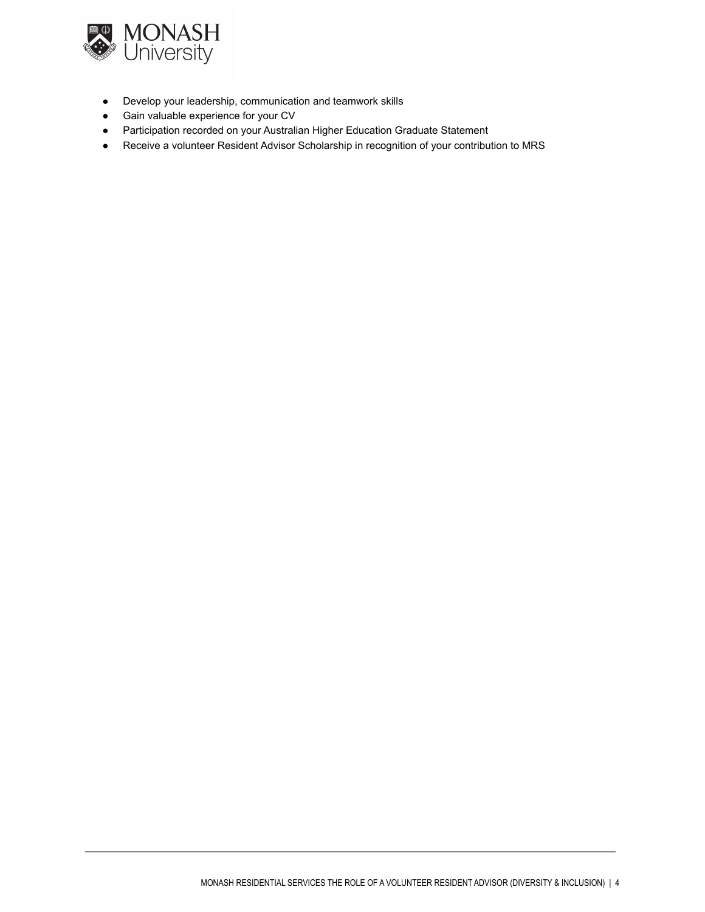- Develop your leadership, communication and teamwork skills
- Gain valuable experience for your CV
- Participation recorded on your Australian Higher Education Graduate Statement
- Receive a volunteer Resident Advisor Scholarship in recognition of your contribution to MRS